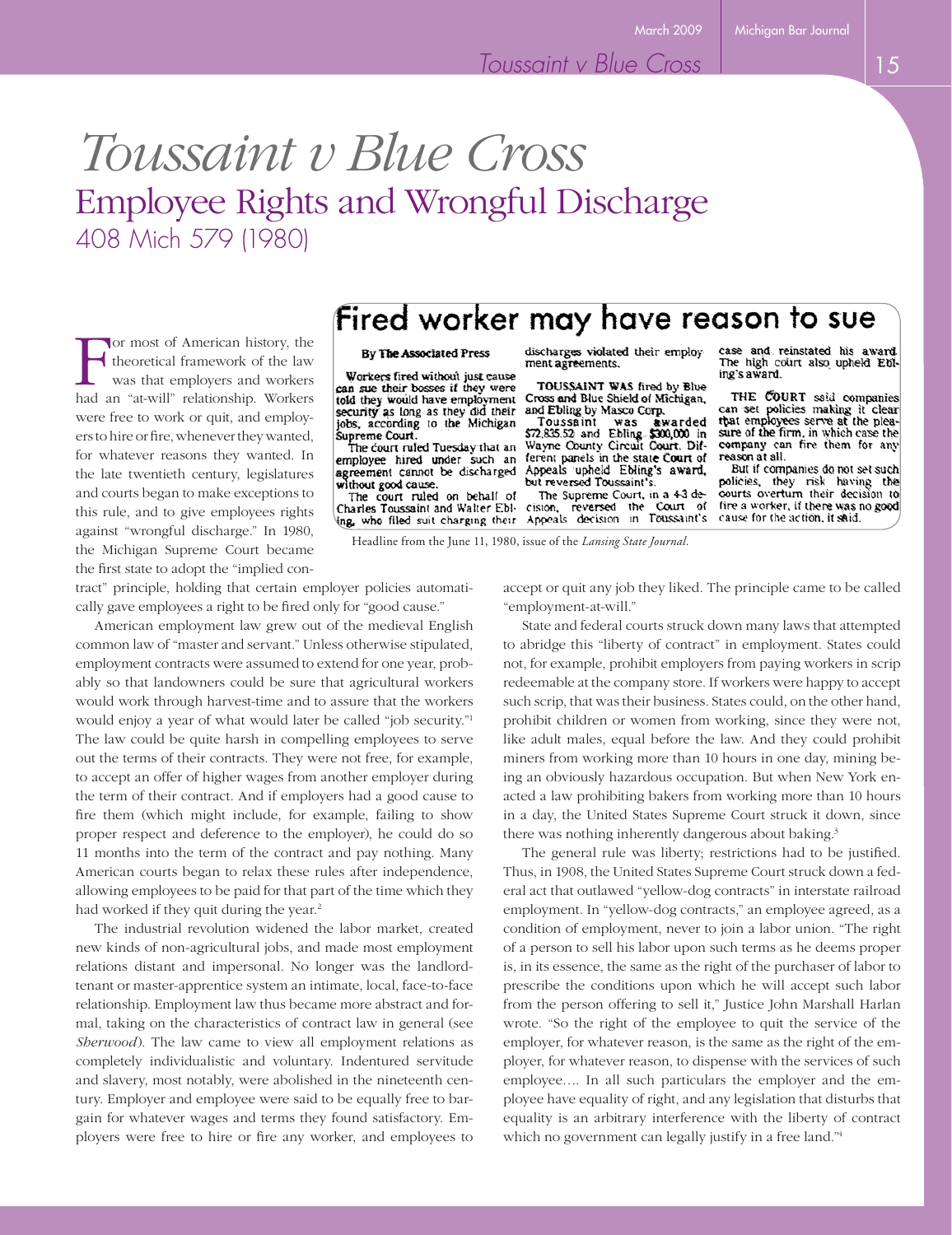# *Toussaint v Blue Cross*

## Employee Rights and Wrongful Discharge

408 Mich 579 (1980)

For most of American history, the theoretical framework of the law was that employers and workers had an "at-will" relationship. Workers were free to work or quit, and employers to hire or fire, whenever they wanted, for whatever reasons they wanted. In the late twentieth century, legislatures and courts began to make exceptions to this rule, and to give employees rights against "wrongful discharge." In 1980, the Michigan Supreme Court became the first state to adopt the "implied contract" principle, holding that certain employer policies automatically gave employees a right to be fired only for "good cause."

### Fired worker may have reason to sue

**By The Associated Press**

Workers fired without just cause can sue their bosses if they were told they would have employment security as long as they did their jobs, according to the Michigan Supreme Court.

The court ruled Tuesday that an employee hired under such an agreement cannot be discharged without good cause.

The court ruled on behalf of Charles Toussaint and Walter Ebling, who filed suit charging their discharges violated their employment agreements.

TOUSSAINT WAS fired by Blue Cross and Blue Shield of Michigan, and Ebling by Masco Corp.

Toussaint was awarded $72,835.52 and Ebling $300,000 in Wayne County Circuit Court. Different panels in the state Court of Appeals upheld Ebling's award, but reversed Toussaint's.

The Supreme Court, in a 4-3 decision, reversed the Court of Appeals decision in Toussaint's case and reinstated his award. The high court also upheld Ebling's award.

THE COURT said companies can set policies making it clear that employees serve at the pleasure of the firm, in which case the company can fire them for any reason at all.

But if companies do not set such policies, they risk having the courts overturn their decision to fire a worker, if there was no good cause for the action, it said.

Headline from the June 11, 1980, issue of the *Lansing State Journal*.

American employment law grew out of the medieval English common law of "master and servant." Unless otherwise stipulated, employment contracts were assumed to extend for one year, probably so that landowners could be sure that agricultural workers would work through harvest-time and to assure that the workers would enjoy a year of what would later be called "job security."[1] The law could be quite harsh in compelling employees to serve out the terms of their contracts. They were not free, for example, to accept an offer of higher wages from another employer during the term of their contract. And if employers had a good cause to fire them (which might include, for example, failing to show proper respect and deference to the employer), he could do so 11 months into the term of the contract and pay nothing. Many American courts began to relax these rules after independence, allowing employees to be paid for that part of the time which they had worked if they quit during the year.[2]

The industrial revolution widened the labor market, created new kinds of non-agricultural jobs, and made most employment relations distant and impersonal. No longer was the landlord-tenant or master-apprentice system an intimate, local, face-to-face relationship. Employment law thus became more abstract and formal, taking on the characteristics of contract law in general (see *Sherwood*). The law came to view all employment relations as completely individualistic and voluntary. Indentured servitude and slavery, most notably, were abolished in the nineteenth century. Employer and employee were said to be equally free to bargain for whatever wages and terms they found satisfactory. Employers were free to hire or fire any worker, and employees to accept or quit any job they liked. The principle came to be called "employment-at-will."

State and federal courts struck down many laws that attempted to abridge this "liberty of contract" in employment. States could not, for example, prohibit employers from paying workers in scrip redeemable at the company store. If workers were happy to accept such scrip, that was their business. States could, on the other hand, prohibit children or women from working, since they were not, like adult males, equal before the law. And they could prohibit miners from working more than 10 hours in one day, mining being an obviously hazardous occupation. But when New York enacted a law prohibiting bakers from working more than 10 hours in a day, the United States Supreme Court struck it down, since there was nothing inherently dangerous about baking.[3]

The general rule was liberty; restrictions had to be justified. Thus, in 1908, the United States Supreme Court struck down a federal act that outlawed "yellow-dog contracts" in interstate railroad employment. In "yellow-dog contracts," an employee agreed, as a condition of employment, never to join a labor union. "The right of a person to sell his labor upon such terms as he deems proper is, in its essence, the same as the right of the purchaser of labor to prescribe the conditions upon which he will accept such labor from the person offering to sell it," Justice John Marshall Harlan wrote. "So the right of the employee to quit the service of the employer, for whatever reason, is the same as the right of the employer, for whatever reason, to dispense with the services of such employee.... In all such particulars the employer and the employee have equality of right, and any legislation that disturbs that equality is an arbitrary interference with the liberty of contract which no government can legally justify in a free land."[4]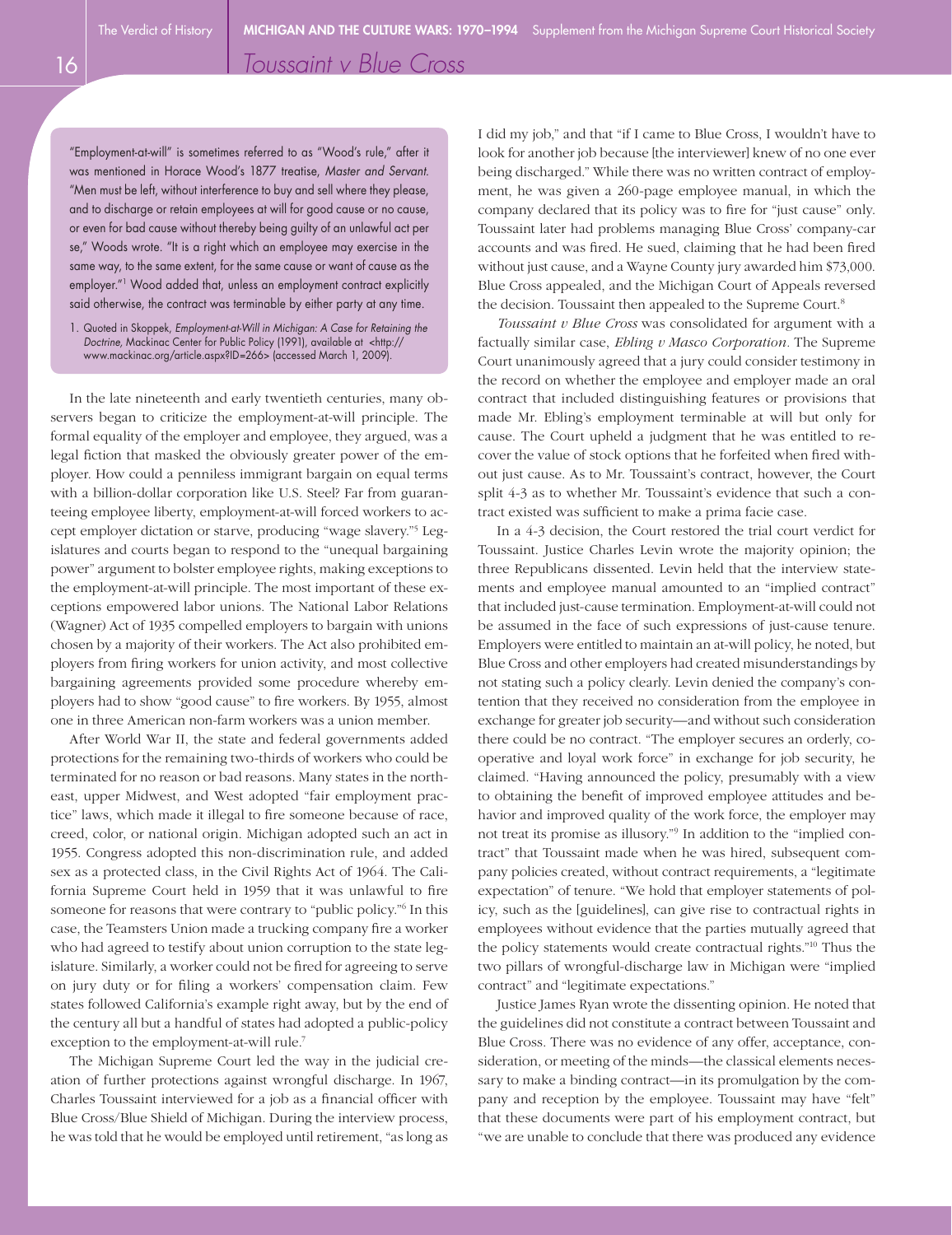## Toussaint v Blue Cross

> "Employment-at-will" is sometimes referred to as "Wood's rule," after it was mentioned in Horace Wood's 1877 treatise, *Master and Servant.* "Men must be left, without interference to buy and sell where they please, and to discharge or retain employees at will for good cause or no cause, or even for bad cause without thereby being guilty of an unlawful act per se," Woods wrote. "It is a right which an employee may exercise in the same way, to the same extent, for the same cause or want of cause as the employer."[1] Wood added that, unless an employment contract explicitly said otherwise, the contract was terminable by either party at any time.
>
> 1. Quoted in Skoppek, *Employment-at-Will in Michigan: A Case for Retaining the Doctrine,* Mackinac Center for Public Policy (1991), available at <http://www.mackinac.org/article.aspx?ID=266> (accessed March 1, 2009).

In the late nineteenth and early twentieth centuries, many observers began to criticize the employment-at-will principle. The formal equality of the employer and employee, they argued, was a legal fiction that masked the obviously greater power of the employer. How could a penniless immigrant bargain on equal terms with a billion-dollar corporation like U.S. Steel? Far from guaranteeing employee liberty, employment-at-will forced workers to accept employer dictation or starve, producing "wage slavery."[5] Legislatures and courts began to respond to the "unequal bargaining power" argument to bolster employee rights, making exceptions to the employment-at-will principle. The most important of these exceptions empowered labor unions. The National Labor Relations (Wagner) Act of 1935 compelled employers to bargain with unions chosen by a majority of their workers. The Act also prohibited employers from firing workers for union activity, and most collective bargaining agreements provided some procedure whereby employers had to show "good cause" to fire workers. By 1955, almost one in three American non-farm workers was a union member.

After World War II, the state and federal governments added protections for the remaining two-thirds of workers who could be terminated for no reason or bad reasons. Many states in the northeast, upper Midwest, and West adopted "fair employment practice" laws, which made it illegal to fire someone because of race, creed, color, or national origin. Michigan adopted such an act in 1955. Congress adopted this non-discrimination rule, and added sex as a protected class, in the Civil Rights Act of 1964. The California Supreme Court held in 1959 that it was unlawful to fire someone for reasons that were contrary to "public policy."[6] In this case, the Teamsters Union made a trucking company fire a worker who had agreed to testify about union corruption to the state legislature. Similarly, a worker could not be fired for agreeing to serve on jury duty or for filing a workers' compensation claim. Few states followed California's example right away, but by the end of the century all but a handful of states had adopted a public-policy exception to the employment-at-will rule.[7]

The Michigan Supreme Court led the way in the judicial creation of further protections against wrongful discharge. In 1967, Charles Toussaint interviewed for a job as a financial officer with Blue Cross/Blue Shield of Michigan. During the interview process, he was told that he would be employed until retirement, "as long as I did my job," and that "if I came to Blue Cross, I wouldn't have to look for another job because [the interviewer] knew of no one ever being discharged." While there was no written contract of employment, he was given a 260-page employee manual, in which the company declared that its policy was to fire for "just cause" only. Toussaint later had problems managing Blue Cross' company-car accounts and was fired. He sued, claiming that he had been fired without just cause, and a Wayne County jury awarded him $73,000. Blue Cross appealed, and the Michigan Court of Appeals reversed the decision. Toussaint then appealed to the Supreme Court.[8]

*Toussaint v Blue Cross* was consolidated for argument with a factually similar case, *Ebling v Masco Corporation*. The Supreme Court unanimously agreed that a jury could consider testimony in the record on whether the employee and employer made an oral contract that included distinguishing features or provisions that made Mr. Ebling's employment terminable at will but only for cause. The Court upheld a judgment that he was entitled to recover the value of stock options that he forfeited when fired without just cause. As to Mr. Toussaint's contract, however, the Court split 4-3 as to whether Mr. Toussaint's evidence that such a contract existed was sufficient to make a prima facie case.

In a 4-3 decision, the Court restored the trial court verdict for Toussaint. Justice Charles Levin wrote the majority opinion; the three Republicans dissented. Levin held that the interview statements and employee manual amounted to an "implied contract" that included just-cause termination. Employment-at-will could not be assumed in the face of such expressions of just-cause tenure. Employers were entitled to maintain an at-will policy, he noted, but Blue Cross and other employers had created misunderstandings by not stating such a policy clearly. Levin denied the company's contention that they received no consideration from the employee in exchange for greater job security—and without such consideration there could be no contract. "The employer secures an orderly, cooperative and loyal work force" in exchange for job security, he claimed. "Having announced the policy, presumably with a view to obtaining the benefit of improved employee attitudes and behavior and improved quality of the work force, the employer may not treat its promise as illusory."[9] In addition to the "implied contract" that Toussaint made when he was hired, subsequent company policies created, without contract requirements, a "legitimate expectation" of tenure. "We hold that employer statements of policy, such as the [guidelines], can give rise to contractual rights in employees without evidence that the parties mutually agreed that the policy statements would create contractual rights."[10] Thus the two pillars of wrongful-discharge law in Michigan were "implied contract" and "legitimate expectations."

Justice James Ryan wrote the dissenting opinion. He noted that the guidelines did not constitute a contract between Toussaint and Blue Cross. There was no evidence of any offer, acceptance, consideration, or meeting of the minds—the classical elements necessary to make a binding contract—in its promulgation by the company and reception by the employee. Toussaint may have "felt" that these documents were part of his employment contract, but "we are unable to conclude that there was produced any evidence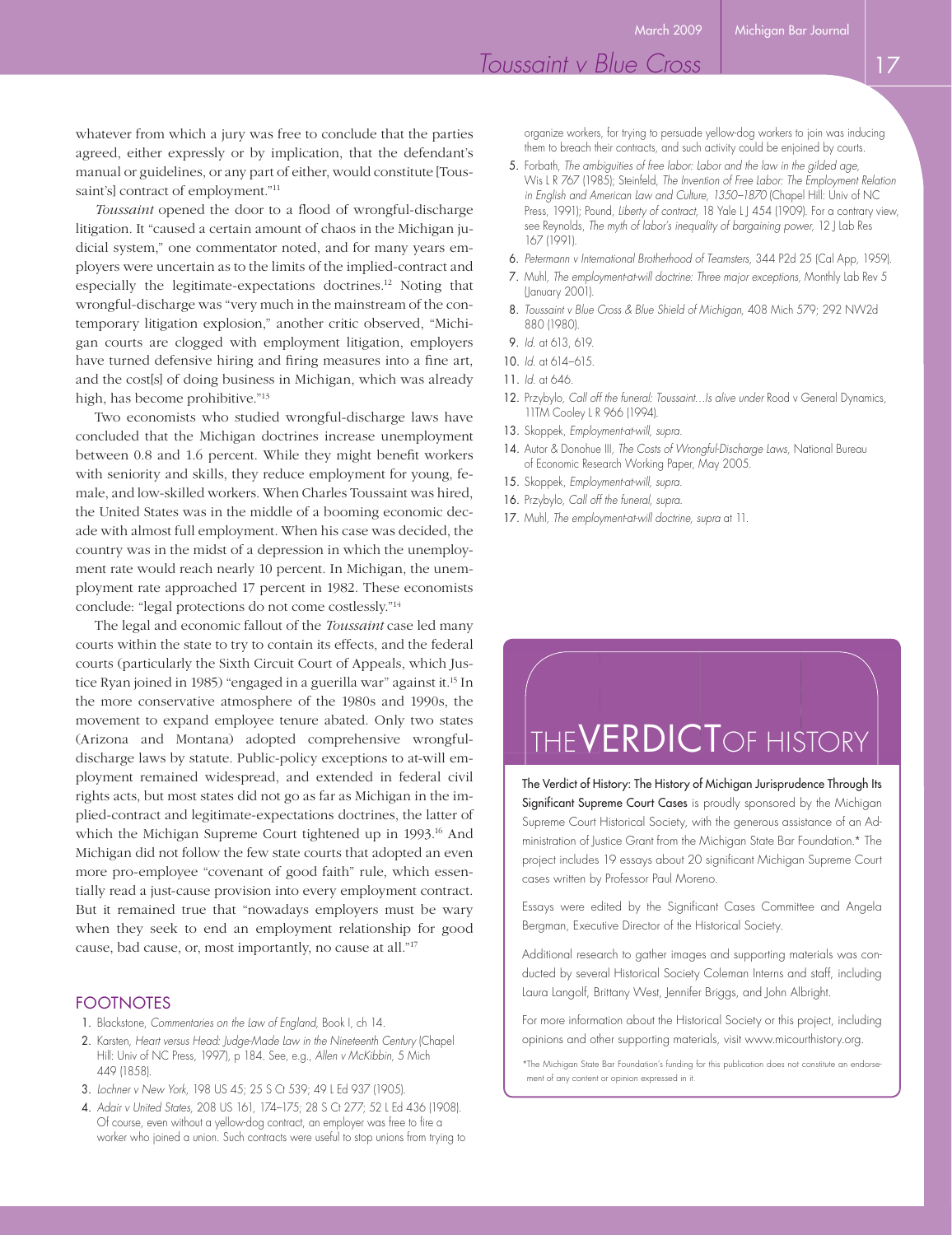whatever from which a jury was free to conclude that the parties agreed, either expressly or by implication, that the defendant's manual or guidelines, or any part of either, would constitute [Toussaint's] contract of employment."[11]

*Toussaint* opened the door to a flood of wrongful-discharge litigation. It "caused a certain amount of chaos in the Michigan judicial system," one commentator noted, and for many years employers were uncertain as to the limits of the implied-contract and especially the legitimate-expectations doctrines.[12] Noting that wrongful-discharge was "very much in the mainstream of the contemporary litigation explosion," another critic observed, "Michigan courts are clogged with employment litigation, employers have turned defensive hiring and firing measures into a fine art, and the cost[s] of doing business in Michigan, which was already high, has become prohibitive."[13]

Two economists who studied wrongful-discharge laws have concluded that the Michigan doctrines increase unemployment between 0.8 and 1.6 percent. While they might benefit workers with seniority and skills, they reduce employment for young, female, and low-skilled workers. When Charles Toussaint was hired, the United States was in the middle of a booming economic decade with almost full employment. When his case was decided, the country was in the midst of a depression in which the unemployment rate would reach nearly 10 percent. In Michigan, the unemployment rate approached 17 percent in 1982. These economists conclude: "legal protections do not come costlessly."[14]

The legal and economic fallout of the *Toussaint* case led many courts within the state to try to contain its effects, and the federal courts (particularly the Sixth Circuit Court of Appeals, which Justice Ryan joined in 1985) "engaged in a guerilla war" against it.[15] In the more conservative atmosphere of the 1980s and 1990s, the movement to expand employee tenure abated. Only two states (Arizona and Montana) adopted comprehensive wrongful-discharge laws by statute. Public-policy exceptions to at-will employment remained widespread, and extended in federal civil rights acts, but most states did not go as far as Michigan in the implied-contract and legitimate-expectations doctrines, the latter of which the Michigan Supreme Court tightened up in 1993.[16] And Michigan did not follow the few state courts that adopted an even more pro-employee "covenant of good faith" rule, which essentially read a just-cause provision into every employment contract. But it remained true that "nowadays employers must be wary when they seek to end an employment relationship for good cause, bad cause, or, most importantly, no cause at all."[17]

## FOOTNOTES

1. Blackstone, *Commentaries on the Law of England*, Book I, ch 14.
2. Karsten, *Heart versus Head: Judge-Made Law in the Nineteenth Century* (Chapel Hill: Univ of NC Press, 1997), p 184. See, e.g., *Allen v McKibbin*, 5 Mich 449 (1858).
3. *Lochner v New York*, 198 US 45; 25 S Ct 539; 49 L Ed 937 (1905).
4. *Adair v United States*, 208 US 161, 174–175; 28 S Ct 277; 52 L Ed 436 (1908). Of course, even without a yellow-dog contract, an employer was free to fire a worker who joined a union. Such contracts were useful to stop unions from trying to organize workers, for trying to persuade yellow-dog workers to join was inducing them to breach their contracts, and such activity could be enjoined by courts.
5. Forbath, *The ambiguities of free labor: Labor and the law in the gilded age*, Wis L R 767 (1985); Steinfeld, *The Invention of Free Labor: The Employment Relation in English and American Law and Culture, 1350–1870* (Chapel Hill: Univ of NC Press, 1991); Pound, *Liberty of contract*, 18 Yale L J 454 (1909). For a contrary view, see Reynolds, *The myth of labor's inequality of bargaining power*, 12 J Lab Res 167 (1991).
6. *Petermann v International Brotherhood of Teamsters*, 344 P2d 25 (Cal App, 1959).
7. Muhl, *The employment-at-will doctrine: Three major exceptions*, Monthly Lab Rev 5 (January 2001).
8. *Toussaint v Blue Cross & Blue Shield of Michigan*, 408 Mich 579; 292 NW2d 880 (1980).
9. *Id.* at 613, 619.
10. *Id.* at 614–615.
11. *Id.* at 646.
12. Przybylo, *Call off the funeral: Toussaint…Is alive under* Rood v General Dynamics, 11TM Cooley L R 966 (1994).
13. Skoppek, *Employment-at-will, supra*.
14. Autor & Donohue III, *The Costs of Wrongful-Discharge Laws*, National Bureau of Economic Research Working Paper, May 2005.
15. Skoppek, *Employment-at-will, supra*.
16. Przybylo, *Call off the funeral, supra*.
17. Muhl, *The employment-at-will doctrine, supra* at 11.

## THE VERDICT OF HISTORY

**The Verdict of History: The History of Michigan Jurisprudence Through Its Significant Supreme Court Cases** is proudly sponsored by the Michigan Supreme Court Historical Society, with the generous assistance of an Administration of Justice Grant from the Michigan State Bar Foundation.* The project includes 19 essays about 20 significant Michigan Supreme Court cases written by Professor Paul Moreno.

Essays were edited by the Significant Cases Committee and Angela Bergman, Executive Director of the Historical Society.

Additional research to gather images and supporting materials was conducted by several Historical Society Coleman Interns and staff, including Laura Langolf, Brittany West, Jennifer Briggs, and John Albright.

For more information about the Historical Society or this project, including opinions and other supporting materials, visit www.micourthistory.org.

*The Michigan State Bar Foundation's funding for this publication does not constitute an endorsement of any content or opinion expressed in it.